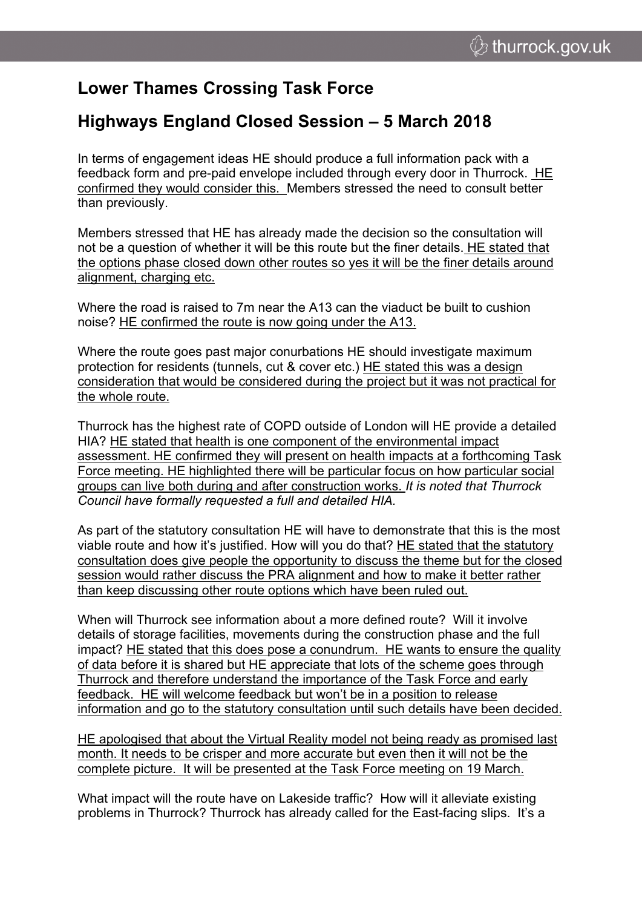# Lower Thames Crossing Task Force

## Highways England Closed Session – 5 March 2018

In terms of engagement ideas HE should produce a full information pack with a feedback form and pre-paid envelope included through every door in Thurrock. HE confirmed they would consider this. Members stressed the need to consult better than previously.

Members stressed that HE has already made the decision so the consultation will not be a question of whether it will be this route but the finer details. HE stated that the options phase closed down other routes so yes it will be the finer details around alignment, charging etc.

Where the road is raised to 7m near the A13 can the viaduct be built to cushion noise? HE confirmed the route is now going under the A13.

Where the route goes past major conurbations HE should investigate maximum protection for residents (tunnels, cut & cover etc.) HE stated this was a design consideration that would be considered during the project but it was not practical for the whole route.

Thurrock has the highest rate of COPD outside of London will HE provide a detailed HIA? HE stated that health is one component of the environmental impact assessment. HE confirmed they will present on health impacts at a forthcoming Task Force meeting. HE highlighted there will be particular focus on how particular social groups can live both during and after construction works. *It is noted that Thurrock Council have formally requested a full and detailed HIA.*

As part of the statutory consultation HE will have to demonstrate that this is the most viable route and how it's justified. How will you do that? HE stated that the statutory consultation does give people the opportunity to discuss the theme but for the closed session would rather discuss the PRA alignment and how to make it better rather than keep discussing other route options which have been ruled out.

When will Thurrock see information about a more defined route? Will it involve details of storage facilities, movements during the construction phase and the full impact? HE stated that this does pose a conundrum. HE wants to ensure the quality of data before it is shared but HE appreciate that lots of the scheme goes through Thurrock and therefore understand the importance of the Task Force and early feedback. HE will welcome feedback but won't be in a position to release information and go to the statutory consultation until such details have been decided.

HE apologised that about the Virtual Reality model not being ready as promised last month. It needs to be crisper and more accurate but even then it will not be the complete picture. It will be presented at the Task Force meeting on 19 March.

What impact will the route have on Lakeside traffic? How will it alleviate existing problems in Thurrock? Thurrock has already called for the East-facing slips. It's a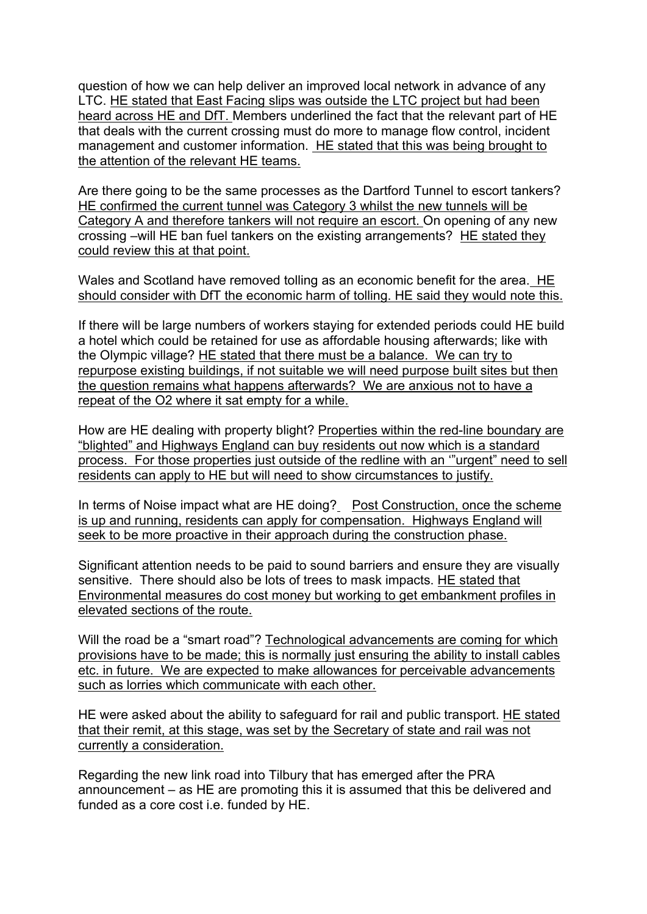question of how we can help deliver an improved local network in advance of any LTC. <u>HE stated that East Facing slips was outside the LTC project but had been heard across HE and DfT.</u> Members underlined the fact that the relevant part of HE that deals with the current crossing must do more to manage flow control, incident management and customer information. <u>HE stated that this was being brought to the attention of the relevant HE teams.</u>

Are there going to be the same processes as the Dartford Tunnel to escort tankers? <u>HE confirmed the current tunnel was Category 3 whilst the new tunnels will be Category A and therefore tankers will not require an escort.</u> On opening of any new crossing –will HE ban fuel tankers on the existing arrangements? <u>HE stated they could review this at that point.</u>

Wales and Scotland have removed tolling as an economic benefit for the area. <u>HE should consider with DfT the economic harm of tolling. HE said they would note this.</u>

If there will be large numbers of workers staying for extended periods could HE build a hotel which could be retained for use as affordable housing afterwards; like with the Olympic village? <u>HE stated that there must be a balance. We can try to repurpose existing buildings, if not suitable we will need purpose built sites but then the question remains what happens afterwards? We are anxious not to have a repeat of the O2 where it sat empty for a while.</u>

How are HE dealing with property blight? <u>Properties within the red-line boundary are "blighted" and Highways England can buy residents out now which is a standard process. For those properties just outside of the redline with an '"urgent" need to sell residents can apply to HE but will need to show circumstances to justify.</u>

In terms of Noise impact what are HE doing? <u>Post Construction, once the scheme is up and running, residents can apply for compensation. Highways England will seek to be more proactive in their approach during the construction phase.</u>

Significant attention needs to be paid to sound barriers and ensure they are visually sensitive. There should also be lots of trees to mask impacts. <u>HE stated that Environmental measures do cost money but working to get embankment profiles in elevated sections of the route.</u>

Will the road be a "smart road"? <u>Technological advancements are coming for which provisions have to be made; this is normally just ensuring the ability to install cables etc. in future. We are expected to make allowances for perceivable advancements such as lorries which communicate with each other.</u>

HE were asked about the ability to safeguard for rail and public transport. <u>HE stated that their remit, at this stage, was set by the Secretary of state and rail was not currently a consideration.</u>

Regarding the new link road into Tilbury that has emerged after the PRA announcement – as HE are promoting this it is assumed that this be delivered and funded as a core cost i.e. funded by HE.